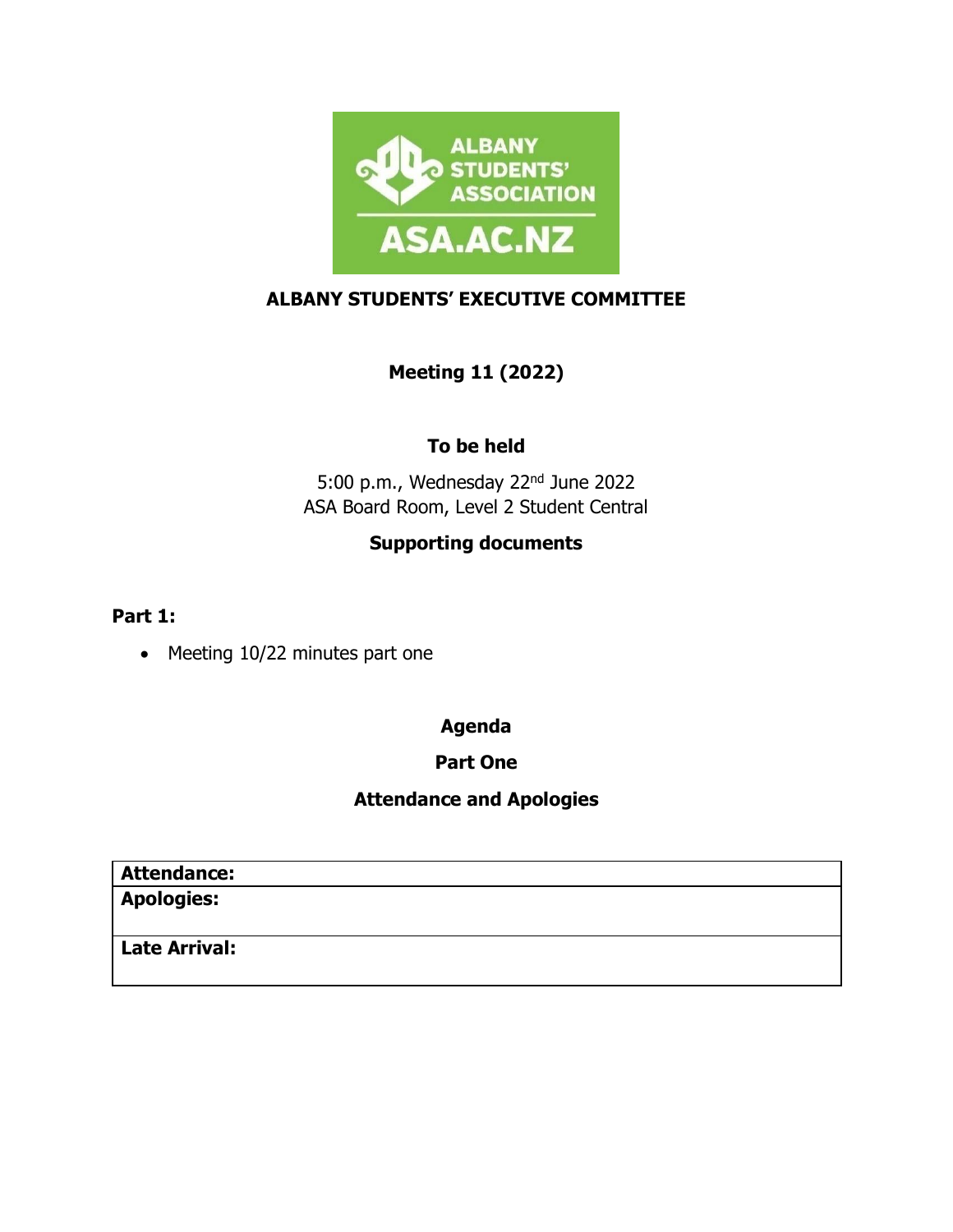# ALBANY STUDENTS' EXECUTIVE COMMITTEE

## Meeting 11 (2022)

### To be held

5:00 p.m., Wednesday 22nd June 2022
ASA Board Room, Level 2 Student Central

### Supporting documents

**Part 1:**

- Meeting 10/22 minutes part one

## Agenda

### Part One

### Attendance and Apologies

| **Attendance:** |
| --- |
| **Apologies:** |
| **Late Arrival:** |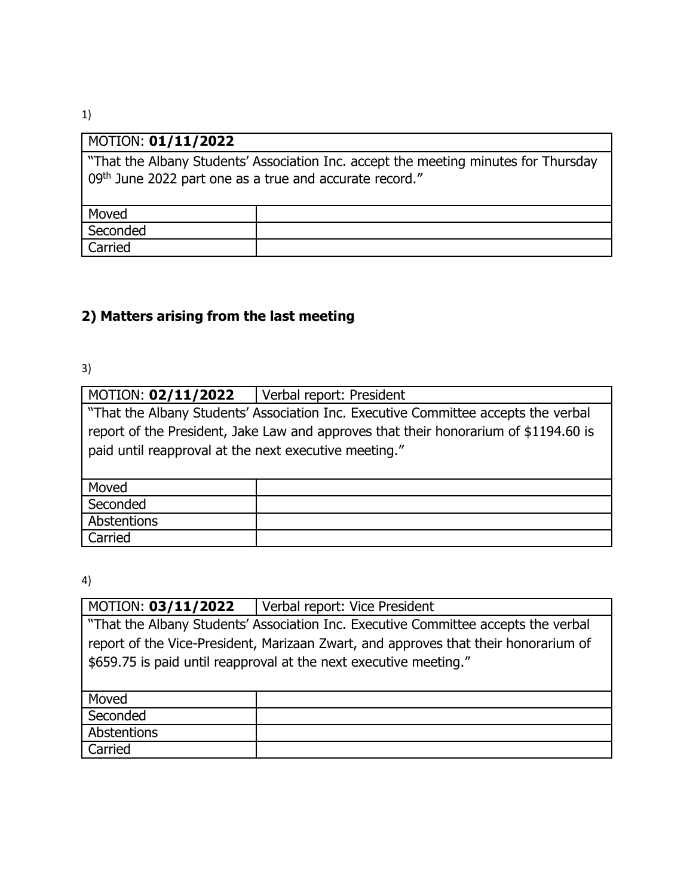1)

| MOTION: **01/11/2022** | |
|---|---|
| "That the Albany Students' Association Inc. accept the meeting minutes for Thursday 09th June 2022 part one as a true and accurate record." | |
| Moved | |
| Seconded | |
| Carried | |

## 2) Matters arising from the last meeting

3)

| MOTION: **02/11/2022** | Verbal report: President |
|---|---|
| "That the Albany Students' Association Inc. Executive Committee accepts the verbal report of the President, Jake Law and approves that their honorarium of $1194.60 is paid until reapproval at the next executive meeting." | |
| Moved | |
| Seconded | |
| Abstentions | |
| Carried | |

4)

| MOTION: **03/11/2022** | Verbal report: Vice President |
|---|---|
| "That the Albany Students' Association Inc. Executive Committee accepts the verbal report of the Vice-President, Marizaan Zwart, and approves that their honorarium of $659.75 is paid until reapproval at the next executive meeting." | |
| Moved | |
| Seconded | |
| Abstentions | |
| Carried | |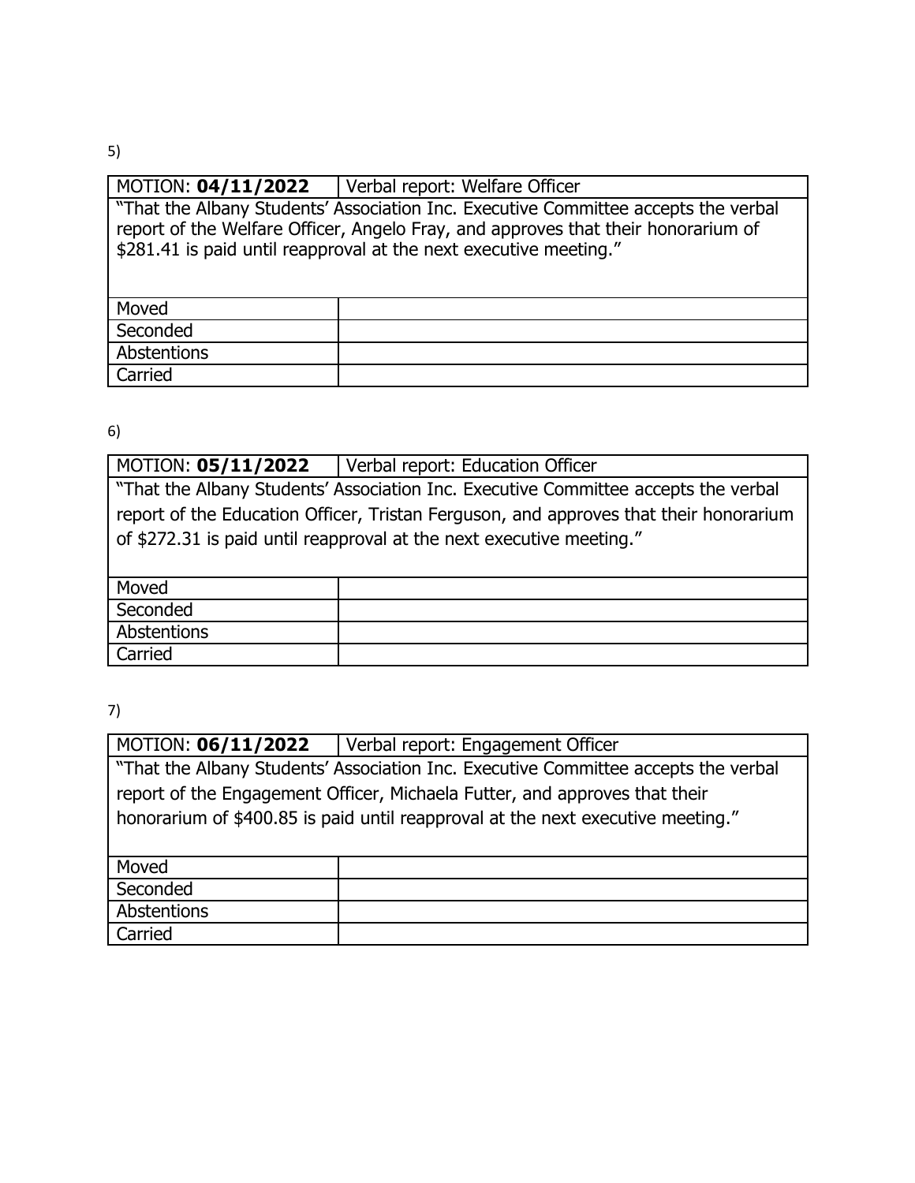5)

| MOTION: **04/11/2022** | Verbal report: Welfare Officer |
|---|---|
| "That the Albany Students' Association Inc. Executive Committee accepts the verbal report of the Welfare Officer, Angelo Fray, and approves that their honorarium of $281.41 is paid until reapproval at the next executive meeting." | |
| Moved | |
| Seconded | |
| Abstentions | |
| Carried | |

6)

| MOTION: **05/11/2022** | Verbal report: Education Officer |
|---|---|
| "That the Albany Students' Association Inc. Executive Committee accepts the verbal report of the Education Officer, Tristan Ferguson, and approves that their honorarium of $272.31 is paid until reapproval at the next executive meeting." | |
| Moved | |
| Seconded | |
| Abstentions | |
| Carried | |

7)

| MOTION: **06/11/2022** | Verbal report: Engagement Officer |
|---|---|
| "That the Albany Students' Association Inc. Executive Committee accepts the verbal report of the Engagement Officer, Michaela Futter, and approves that their honorarium of $400.85 is paid until reapproval at the next executive meeting." | |
| Moved | |
| Seconded | |
| Abstentions | |
| Carried | |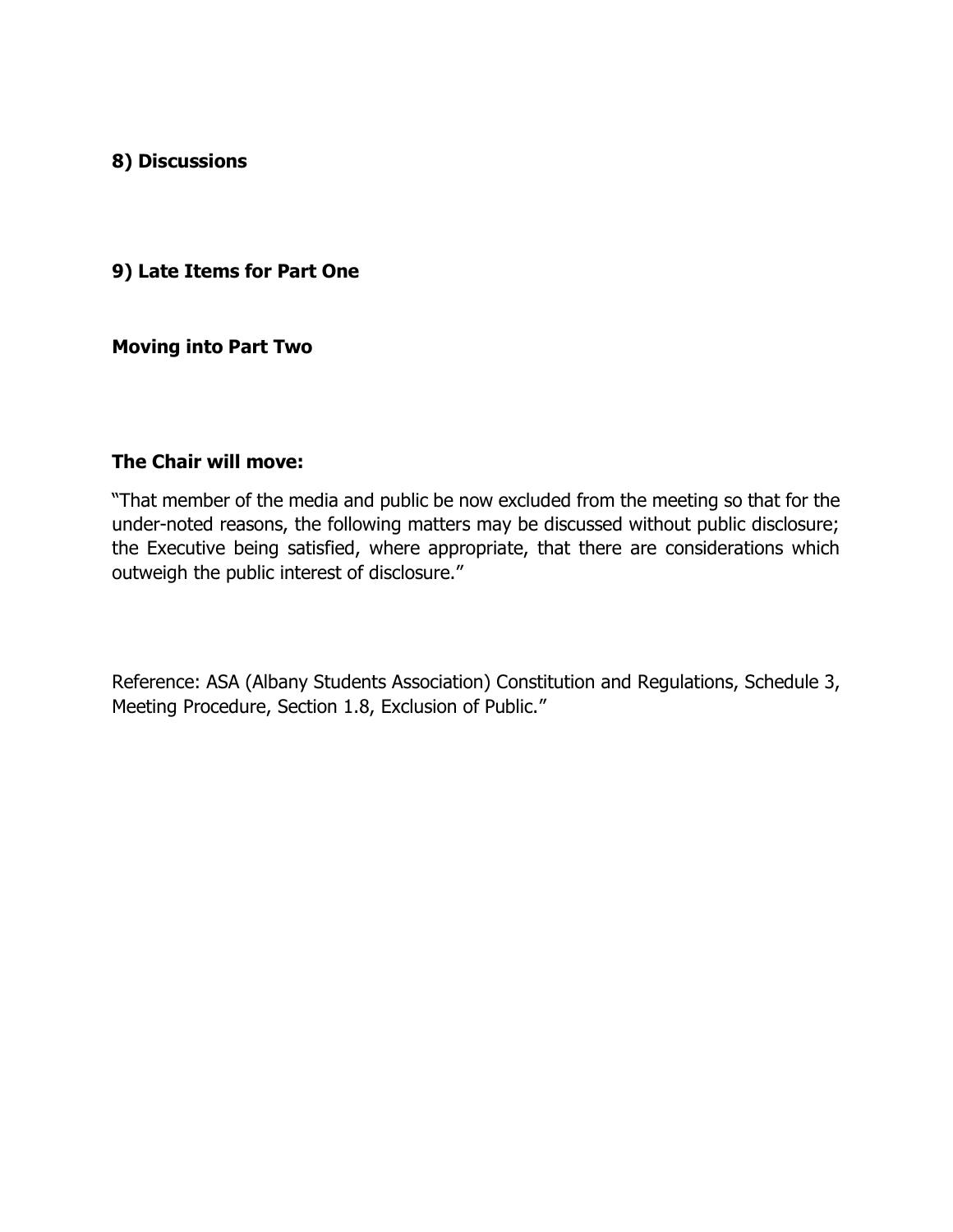**8) Discussions**

**9) Late Items for Part One**

**Moving into Part Two**

**The Chair will move:**

"That member of the media and public be now excluded from the meeting so that for the under-noted reasons, the following matters may be discussed without public disclosure; the Executive being satisfied, where appropriate, that there are considerations which outweigh the public interest of disclosure."

Reference: ASA (Albany Students Association) Constitution and Regulations, Schedule 3, Meeting Procedure, Section 1.8, Exclusion of Public."